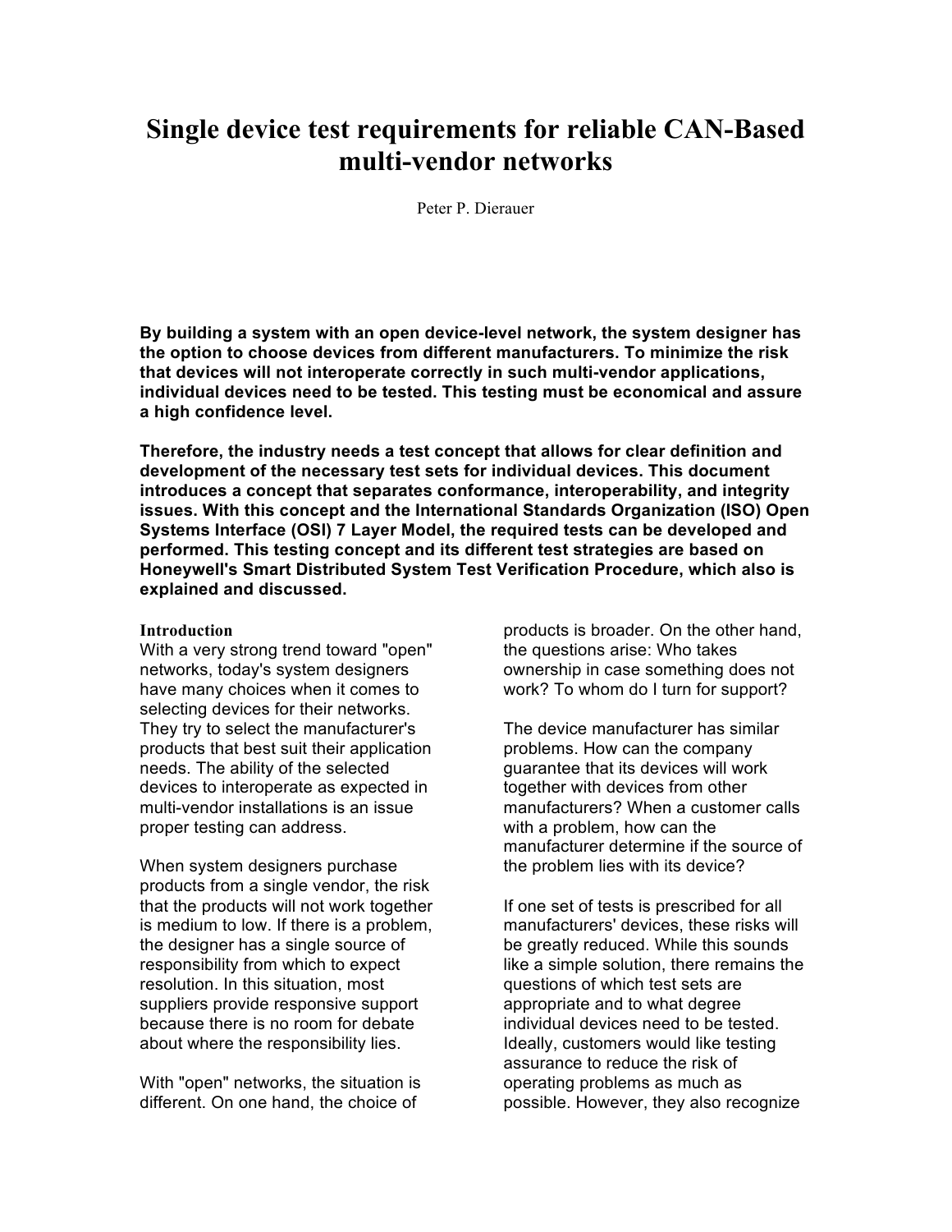# Single device test requirements for reliable CAN-Based multi-vendor networks

Peter P. Dierauer

**By building a system with an open device-level network, the system designer has the option to choose devices from different manufacturers. To minimize the risk that devices will not interoperate correctly in such multi-vendor applications, individual devices need to be tested. This testing must be economical and assure a high confidence level.**

**Therefore, the industry needs a test concept that allows for clear definition and development of the necessary test sets for individual devices. This document introduces a concept that separates conformance, interoperability, and integrity issues. With this concept and the International Standards Organization (ISO) Open Systems Interface (OSI) 7 Layer Model, the required tests can be developed and performed. This testing concept and its different test strategies are based on Honeywell's Smart Distributed System Test Verification Procedure, which also is explained and discussed.**

## Introduction

With a very strong trend toward "open" networks, today's system designers have many choices when it comes to selecting devices for their networks. They try to select the manufacturer's products that best suit their application needs. The ability of the selected devices to interoperate as expected in multi-vendor installations is an issue proper testing can address.

When system designers purchase products from a single vendor, the risk that the products will not work together is medium to low. If there is a problem, the designer has a single source of responsibility from which to expect resolution. In this situation, most suppliers provide responsive support because there is no room for debate about where the responsibility lies.

With "open" networks, the situation is different. On one hand, the choice of products is broader. On the other hand, the questions arise: Who takes ownership in case something does not work? To whom do I turn for support?

The device manufacturer has similar problems. How can the company guarantee that its devices will work together with devices from other manufacturers? When a customer calls with a problem, how can the manufacturer determine if the source of the problem lies with its device?

If one set of tests is prescribed for all manufacturers' devices, these risks will be greatly reduced. While this sounds like a simple solution, there remains the questions of which test sets are appropriate and to what degree individual devices need to be tested. Ideally, customers would like testing assurance to reduce the risk of operating problems as much as possible. However, they also recognize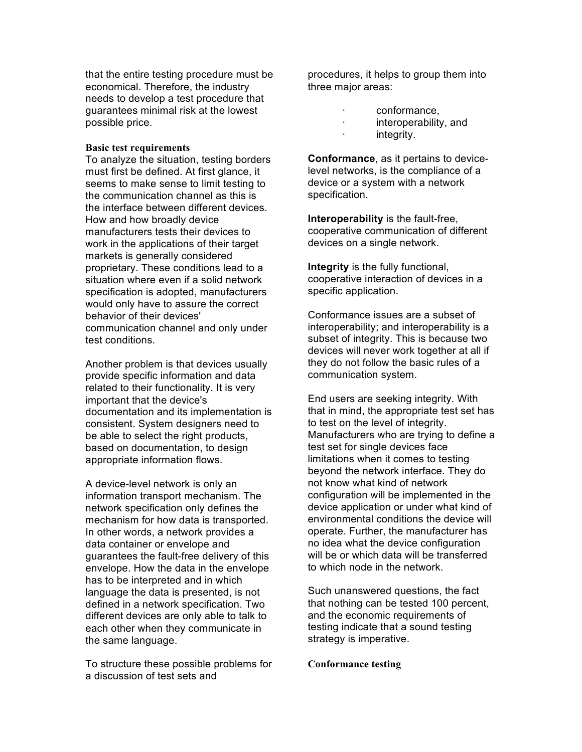that the entire testing procedure must be economical. Therefore, the industry needs to develop a test procedure that guarantees minimal risk at the lowest possible price.

### Basic test requirements

To analyze the situation, testing borders must first be defined. At first glance, it seems to make sense to limit testing to the communication channel as this is the interface between different devices. How and how broadly device manufacturers tests their devices to work in the applications of their target markets is generally considered proprietary. These conditions lead to a situation where even if a solid network specification is adopted, manufacturers would only have to assure the correct behavior of their devices' communication channel and only under test conditions.

Another problem is that devices usually provide specific information and data related to their functionality. It is very important that the device's documentation and its implementation is consistent. System designers need to be able to select the right products, based on documentation, to design appropriate information flows.

A device-level network is only an information transport mechanism. The network specification only defines the mechanism for how data is transported. In other words, a network provides a data container or envelope and guarantees the fault-free delivery of this envelope. How the data in the envelope has to be interpreted and in which language the data is presented, is not defined in a network specification. Two different devices are only able to talk to each other when they communicate in the same language.

To structure these possible problems for a discussion of test sets and procedures, it helps to group them into three major areas:

- conformance,
- interoperability, and
- integrity.

**Conformance**, as it pertains to device-level networks, is the compliance of a device or a system with a network specification.

**Interoperability** is the fault-free, cooperative communication of different devices on a single network.

**Integrity** is the fully functional, cooperative interaction of devices in a specific application.

Conformance issues are a subset of interoperability; and interoperability is a subset of integrity. This is because two devices will never work together at all if they do not follow the basic rules of a communication system.

End users are seeking integrity. With that in mind, the appropriate test set has to test on the level of integrity. Manufacturers who are trying to define a test set for single devices face limitations when it comes to testing beyond the network interface. They do not know what kind of network configuration will be implemented in the device application or under what kind of environmental conditions the device will operate. Further, the manufacturer has no idea what the device configuration will be or which data will be transferred to which node in the network.

Such unanswered questions, the fact that nothing can be tested 100 percent, and the economic requirements of testing indicate that a sound testing strategy is imperative.

### Conformance testing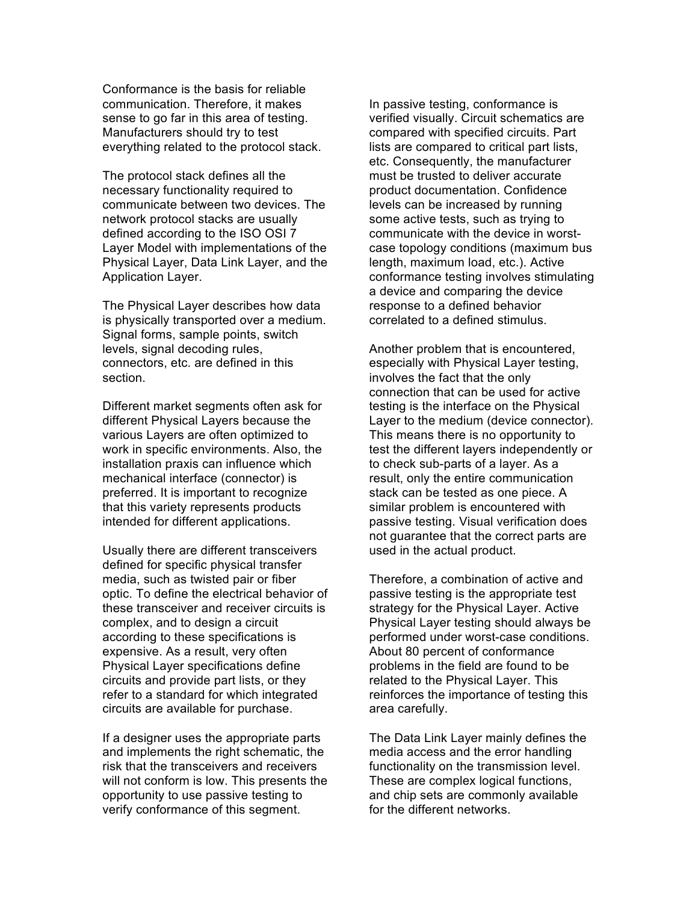Conformance is the basis for reliable communication. Therefore, it makes sense to go far in this area of testing. Manufacturers should try to test everything related to the protocol stack.

The protocol stack defines all the necessary functionality required to communicate between two devices. The network protocol stacks are usually defined according to the ISO OSI 7 Layer Model with implementations of the Physical Layer, Data Link Layer, and the Application Layer.

The Physical Layer describes how data is physically transported over a medium. Signal forms, sample points, switch levels, signal decoding rules, connectors, etc. are defined in this section.

Different market segments often ask for different Physical Layers because the various Layers are often optimized to work in specific environments. Also, the installation praxis can influence which mechanical interface (connector) is preferred. It is important to recognize that this variety represents products intended for different applications.

Usually there are different transceivers defined for specific physical transfer media, such as twisted pair or fiber optic. To define the electrical behavior of these transceiver and receiver circuits is complex, and to design a circuit according to these specifications is expensive. As a result, very often Physical Layer specifications define circuits and provide part lists, or they refer to a standard for which integrated circuits are available for purchase.

If a designer uses the appropriate parts and implements the right schematic, the risk that the transceivers and receivers will not conform is low. This presents the opportunity to use passive testing to verify conformance of this segment.

In passive testing, conformance is verified visually. Circuit schematics are compared with specified circuits. Part lists are compared to critical part lists, etc. Consequently, the manufacturer must be trusted to deliver accurate product documentation. Confidence levels can be increased by running some active tests, such as trying to communicate with the device in worst-case topology conditions (maximum bus length, maximum load, etc.). Active conformance testing involves stimulating a device and comparing the device response to a defined behavior correlated to a defined stimulus.

Another problem that is encountered, especially with Physical Layer testing, involves the fact that the only connection that can be used for active testing is the interface on the Physical Layer to the medium (device connector). This means there is no opportunity to test the different layers independently or to check sub-parts of a layer. As a result, only the entire communication stack can be tested as one piece. A similar problem is encountered with passive testing. Visual verification does not guarantee that the correct parts are used in the actual product.

Therefore, a combination of active and passive testing is the appropriate test strategy for the Physical Layer. Active Physical Layer testing should always be performed under worst-case conditions. About 80 percent of conformance problems in the field are found to be related to the Physical Layer. This reinforces the importance of testing this area carefully.

The Data Link Layer mainly defines the media access and the error handling functionality on the transmission level. These are complex logical functions, and chip sets are commonly available for the different networks.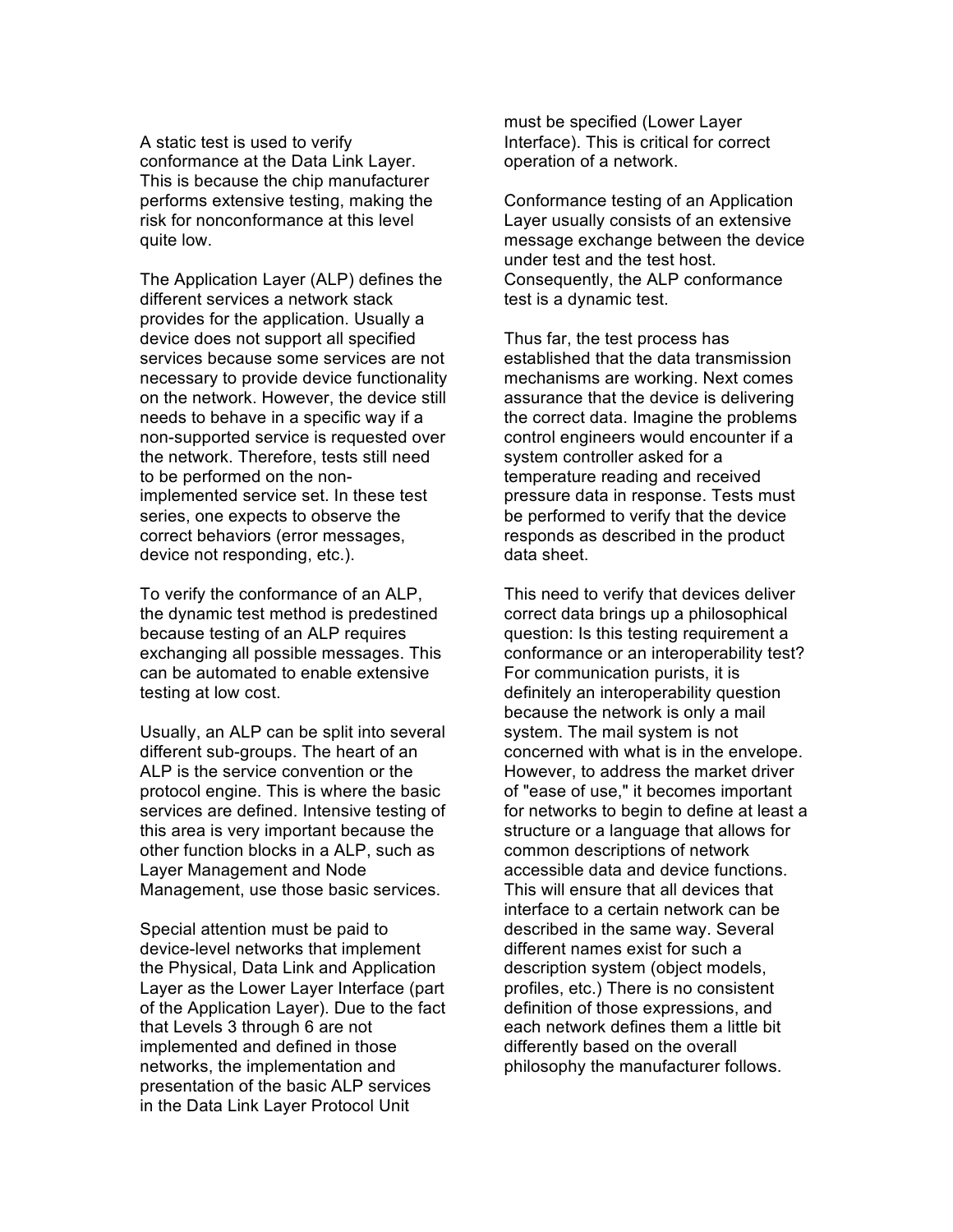A static test is used to verify conformance at the Data Link Layer. This is because the chip manufacturer performs extensive testing, making the risk for nonconformance at this level quite low.

The Application Layer (ALP) defines the different services a network stack provides for the application. Usually a device does not support all specified services because some services are not necessary to provide device functionality on the network. However, the device still needs to behave in a specific way if a non-supported service is requested over the network. Therefore, tests still need to be performed on the non-implemented service set. In these test series, one expects to observe the correct behaviors (error messages, device not responding, etc.).

To verify the conformance of an ALP, the dynamic test method is predestined because testing of an ALP requires exchanging all possible messages. This can be automated to enable extensive testing at low cost.

Usually, an ALP can be split into several different sub-groups. The heart of an ALP is the service convention or the protocol engine. This is where the basic services are defined. Intensive testing of this area is very important because the other function blocks in a ALP, such as Layer Management and Node Management, use those basic services.

Special attention must be paid to device-level networks that implement the Physical, Data Link and Application Layer as the Lower Layer Interface (part of the Application Layer). Due to the fact that Levels 3 through 6 are not implemented and defined in those networks, the implementation and presentation of the basic ALP services in the Data Link Layer Protocol Unit must be specified (Lower Layer Interface). This is critical for correct operation of a network.

Conformance testing of an Application Layer usually consists of an extensive message exchange between the device under test and the test host. Consequently, the ALP conformance test is a dynamic test.

Thus far, the test process has established that the data transmission mechanisms are working. Next comes assurance that the device is delivering the correct data. Imagine the problems control engineers would encounter if a system controller asked for a temperature reading and received pressure data in response. Tests must be performed to verify that the device responds as described in the product data sheet.

This need to verify that devices deliver correct data brings up a philosophical question: Is this testing requirement a conformance or an interoperability test? For communication purists, it is definitely an interoperability question because the network is only a mail system. The mail system is not concerned with what is in the envelope. However, to address the market driver of "ease of use," it becomes important for networks to begin to define at least a structure or a language that allows for common descriptions of network accessible data and device functions. This will ensure that all devices that interface to a certain network can be described in the same way. Several different names exist for such a description system (object models, profiles, etc.) There is no consistent definition of those expressions, and each network defines them a little bit differently based on the overall philosophy the manufacturer follows.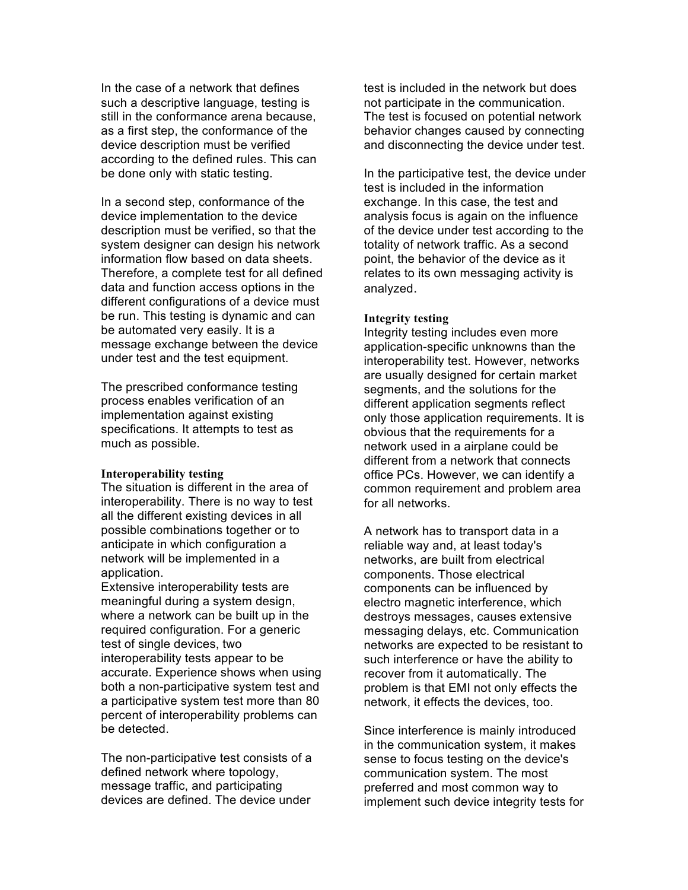In the case of a network that defines such a descriptive language, testing is still in the conformance arena because, as a first step, the conformance of the device description must be verified according to the defined rules. This can be done only with static testing.

In a second step, conformance of the device implementation to the device description must be verified, so that the system designer can design his network information flow based on data sheets. Therefore, a complete test for all defined data and function access options in the different configurations of a device must be run. This testing is dynamic and can be automated very easily. It is a message exchange between the device under test and the test equipment.

The prescribed conformance testing process enables verification of an implementation against existing specifications. It attempts to test as much as possible.

**Interoperability testing**

The situation is different in the area of interoperability. There is no way to test all the different existing devices in all possible combinations together or to anticipate in which configuration a network will be implemented in a application.

Extensive interoperability tests are meaningful during a system design, where a network can be built up in the required configuration. For a generic test of single devices, two interoperability tests appear to be accurate. Experience shows when using both a non-participative system test and a participative system test more than 80 percent of interoperability problems can be detected.

The non-participative test consists of a defined network where topology, message traffic, and participating devices are defined. The device under test is included in the network but does not participate in the communication. The test is focused on potential network behavior changes caused by connecting and disconnecting the device under test.

In the participative test, the device under test is included in the information exchange. In this case, the test and analysis focus is again on the influence of the device under test according to the totality of network traffic. As a second point, the behavior of the device as it relates to its own messaging activity is analyzed.

**Integrity testing**

Integrity testing includes even more application-specific unknowns than the interoperability test. However, networks are usually designed for certain market segments, and the solutions for the different application segments reflect only those application requirements. It is obvious that the requirements for a network used in a airplane could be different from a network that connects office PCs. However, we can identify a common requirement and problem area for all networks.

A network has to transport data in a reliable way and, at least today's networks, are built from electrical components. Those electrical components can be influenced by electro magnetic interference, which destroys messages, causes extensive messaging delays, etc. Communication networks are expected to be resistant to such interference or have the ability to recover from it automatically. The problem is that EMI not only effects the network, it effects the devices, too.

Since interference is mainly introduced in the communication system, it makes sense to focus testing on the device's communication system. The most preferred and most common way to implement such device integrity tests for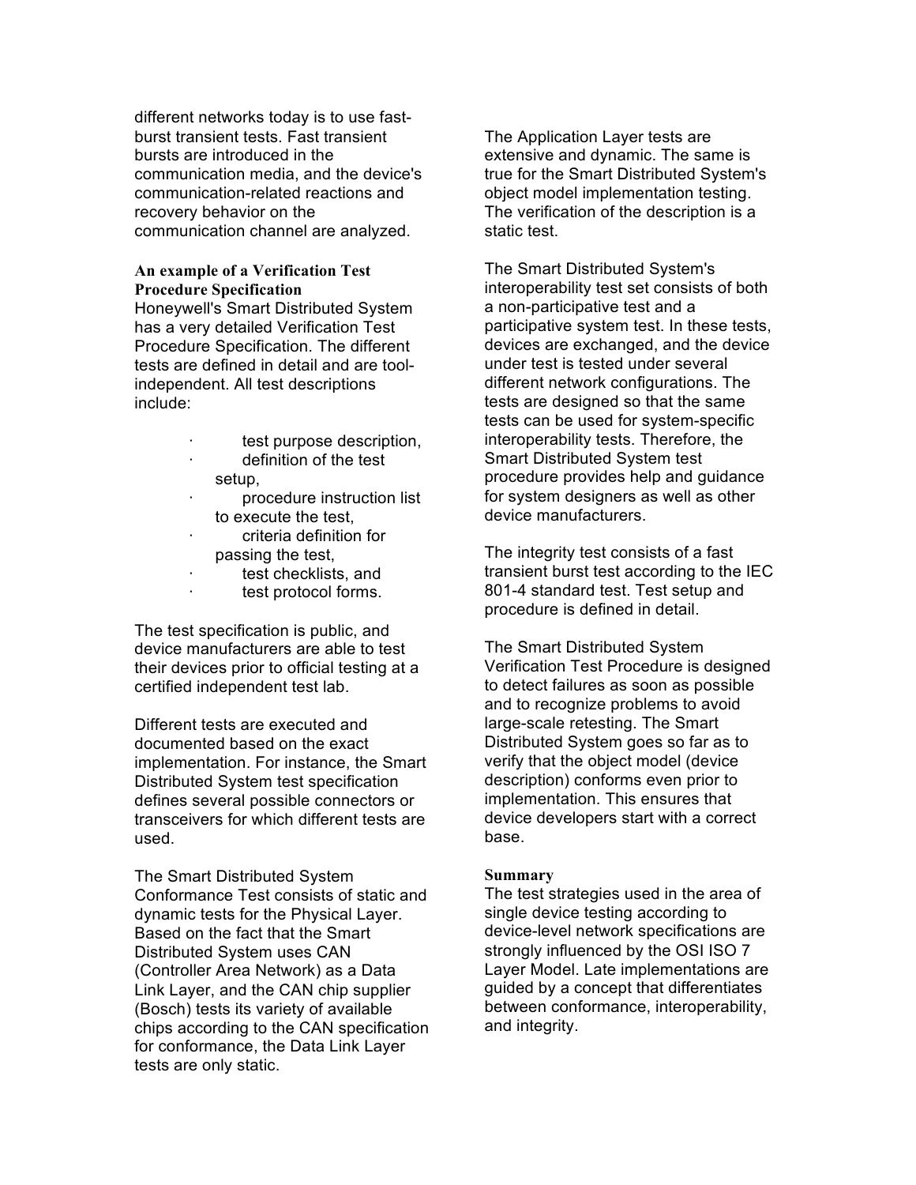different networks today is to use fast-burst transient tests. Fast transient bursts are introduced in the communication media, and the device's communication-related reactions and recovery behavior on the communication channel are analyzed.

### An example of a Verification Test Procedure Specification

Honeywell's Smart Distributed System has a very detailed Verification Test Procedure Specification. The different tests are defined in detail and are tool-independent. All test descriptions include:

- test purpose description,
- definition of the test setup,
- procedure instruction list to execute the test,
- criteria definition for passing the test,
- test checklists, and
- test protocol forms.

The test specification is public, and device manufacturers are able to test their devices prior to official testing at a certified independent test lab.

Different tests are executed and documented based on the exact implementation. For instance, the Smart Distributed System test specification defines several possible connectors or transceivers for which different tests are used.

The Smart Distributed System Conformance Test consists of static and dynamic tests for the Physical Layer. Based on the fact that the Smart Distributed System uses CAN (Controller Area Network) as a Data Link Layer, and the CAN chip supplier (Bosch) tests its variety of available chips according to the CAN specification for conformance, the Data Link Layer tests are only static.

The Application Layer tests are extensive and dynamic. The same is true for the Smart Distributed System's object model implementation testing. The verification of the description is a static test.

The Smart Distributed System's interoperability test set consists of both a non-participative test and a participative system test. In these tests, devices are exchanged, and the device under test is tested under several different network configurations. The tests are designed so that the same tests can be used for system-specific interoperability tests. Therefore, the Smart Distributed System test procedure provides help and guidance for system designers as well as other device manufacturers.

The integrity test consists of a fast transient burst test according to the IEC 801-4 standard test. Test setup and procedure is defined in detail.

The Smart Distributed System Verification Test Procedure is designed to detect failures as soon as possible and to recognize problems to avoid large-scale retesting. The Smart Distributed System goes so far as to verify that the object model (device description) conforms even prior to implementation. This ensures that device developers start with a correct base.

### Summary

The test strategies used in the area of single device testing according to device-level network specifications are strongly influenced by the OSI ISO 7 Layer Model. Late implementations are guided by a concept that differentiates between conformance, interoperability, and integrity.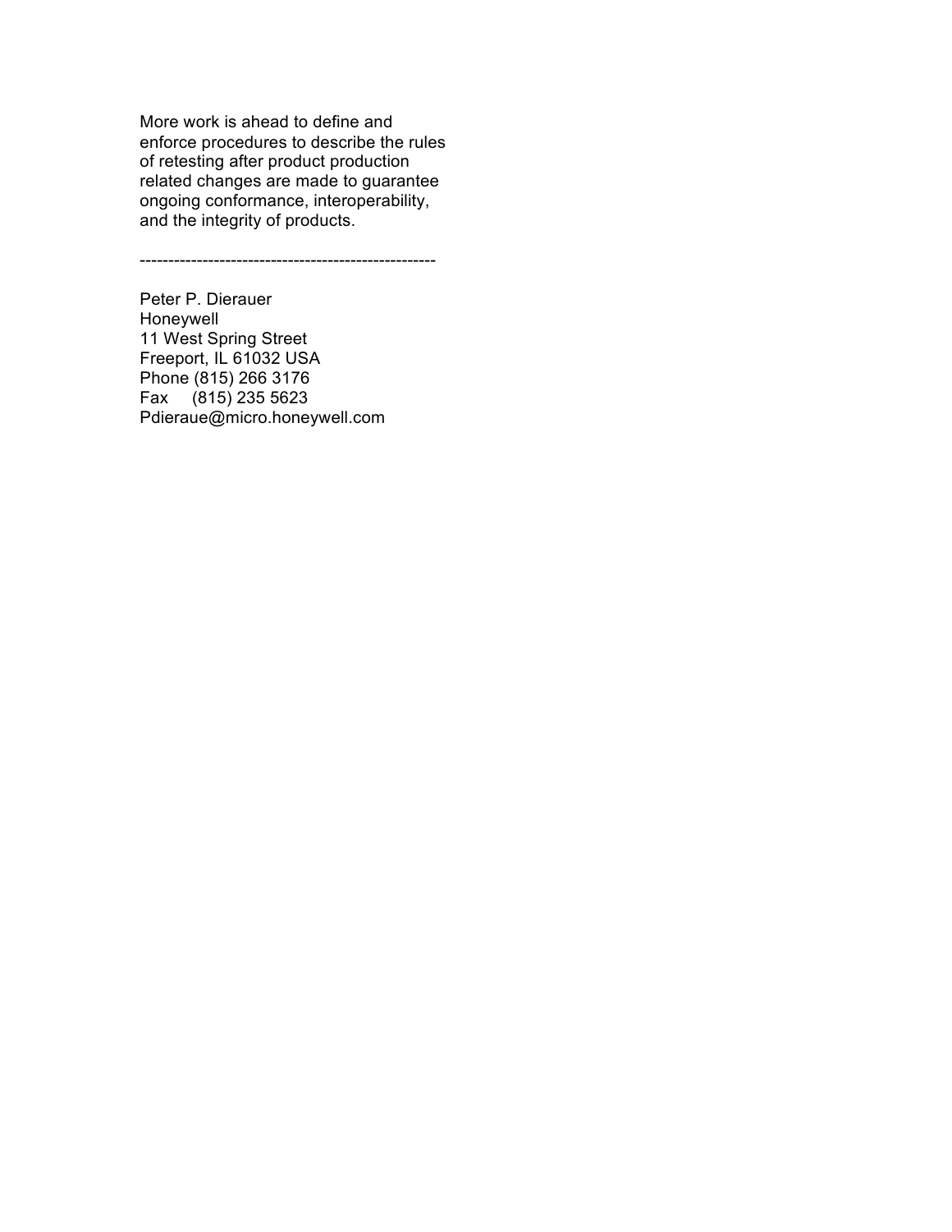More work is ahead to define and enforce procedures to describe the rules of retesting after product production related changes are made to guarantee ongoing conformance, interoperability, and the integrity of products.

---------------------------------------------------

Peter P. Dierauer
Honeywell
11 West Spring Street
Freeport, IL 61032 USA
Phone (815) 266 3176
Fax (815) 235 5623
Pdieraue@micro.honeywell.com